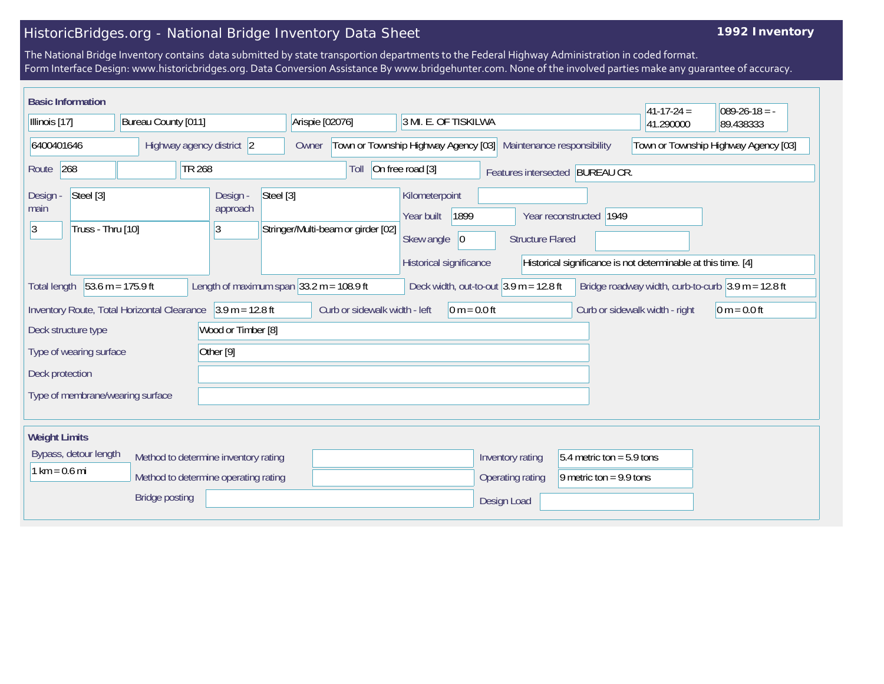# HistoricBridges.org - National Bridge Inventory Data Sheet

**1992 Inventory**

The National Bridge Inventory contains data submitted by state transportion departments to the Federal Highway Administration in coded format.
Form Interface Design: www.historicbridges.org. Data Conversion Assistance By www.bridgehunter.com. None of the involved parties make any guarantee of accuracy.

## Basic Information

| | |
|---|---|
| State | Illinois [17] |
| County | Bureau County [011] |
| Place | Arispie [02076] |
| Location | 3 MI. E. OF TISKILWA |
| Latitude | 41-17-24 = 41.290000 |
| Longitude | 089-26-18 = -89.438333 |
| Structure Number | 6400401646 |
| Highway agency district | 2 |
| Owner | Town or Township Highway Agency [03] |
| Maintenance responsibility | Town or Township Highway Agency [03] |
| Route | 268 |
| | TR 268 |
| Toll | On free road [3] |
| Features intersected | BUREAU CR. |
| Design - main | Steel [3] |
| | 3 — Truss - Thru [10] |
| Design - approach | Steel [3] |
| | 3 — Stringer/Multi-beam or girder [02] |
| Kilometerpoint | |
| Year built | 1899 |
| Year reconstructed | 1949 |
| Skew angle | 0 |
| Structure Flared | |
| Historical significance | Historical significance is not determinable at this time. [4] |
| Total length | 53.6 m = 175.9 ft |
| Length of maximum span | 33.2 m = 108.9 ft |
| Deck width, out-to-out | 3.9 m = 12.8 ft |
| Bridge roadway width, curb-to-curb | 3.9 m = 12.8 ft |
| Inventory Route, Total Horizontal Clearance | 3.9 m = 12.8 ft |
| Curb or sidewalk width - left | 0 m = 0.0 ft |
| Curb or sidewalk width - right | 0 m = 0.0 ft |
| Deck structure type | Wood or Timber [8] |
| Type of wearing surface | Other [9] |
| Deck protection | |
| Type of membrane/wearing surface | |

## Weight Limits

| | |
|---|---|
| Bypass, detour length | 1 km = 0.6 mi |
| Method to determine inventory rating | |
| Method to determine operating rating | |
| Bridge posting | |
| Inventory rating | 5.4 metric ton = 5.9 tons |
| Operating rating | 9 metric ton = 9.9 tons |
| Design Load | |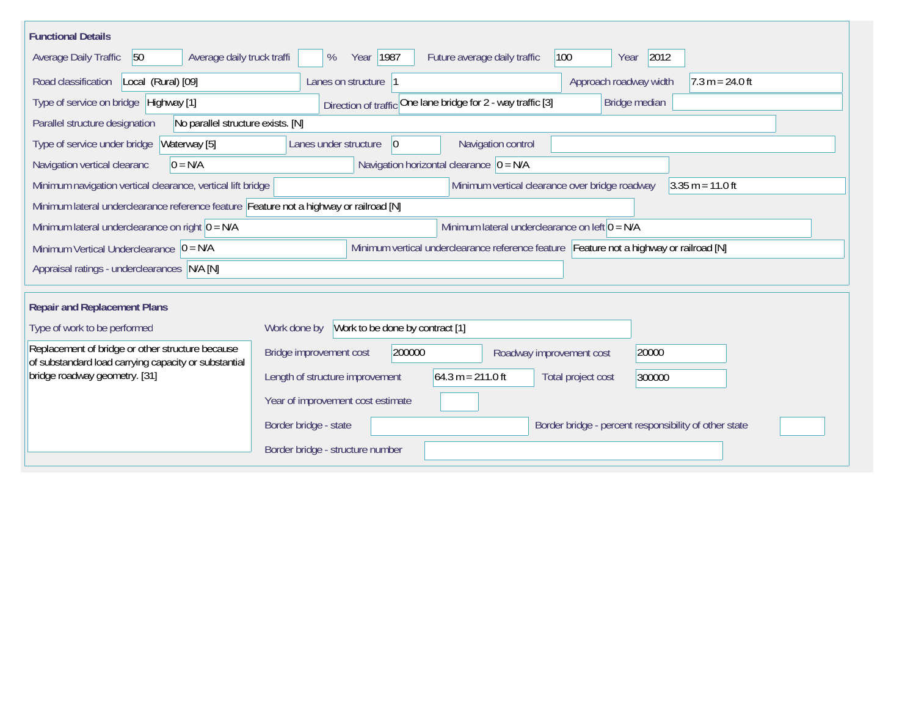## Functional Details

| Field | Value |
| --- | --- |
| Average Daily Traffic | 50 |
| Average daily truck traffi | % |
| Year | 1987 |
| Future average daily traffic | 100 |
| Year | 2012 |
| Road classification | Local (Rural) [09] |
| Lanes on structure | 1 |
| Approach roadway width | 7.3 m = 24.0 ft |
| Type of service on bridge | Highway [1] |
| Direction of traffic | One lane bridge for 2 - way traffic [3] |
| Bridge median | |
| Parallel structure designation | No parallel structure exists. [N] |
| Type of service under bridge | Waterway [5] |
| Lanes under structure | 0 |
| Navigation control | |
| Navigation vertical clearanc | 0 = N/A |
| Navigation horizontal clearance | 0 = N/A |
| Minimum navigation vertical clearance, vertical lift bridge | |
| Minimum vertical clearance over bridge roadway | 3.35 m = 11.0 ft |
| Minimum lateral underclearance reference feature | Feature not a highway or railroad [N] |
| Minimum lateral underclearance on right | 0 = N/A |
| Minimum lateral underclearance on left | 0 = N/A |
| Minimum Vertical Underclearance | 0 = N/A |
| Minimum vertical underclearance reference feature | Feature not a highway or railroad [N] |
| Appraisal ratings - underclearances | N/A [N] |

## Repair and Replacement Plans

| Field | Value |
| --- | --- |
| Type of work to be performed | Replacement of bridge or other structure because of substandard load carrying capacity or substantial bridge roadway geometry. [31] |
| Work done by | Work to be done by contract [1] |
| Bridge improvement cost | 200000 |
| Roadway improvement cost | 20000 |
| Length of structure improvement | 64.3 m = 211.0 ft |
| Total project cost | 300000 |
| Year of improvement cost estimate | |
| Border bridge - state | |
| Border bridge - percent responsibility of other state | |
| Border bridge - structure number | |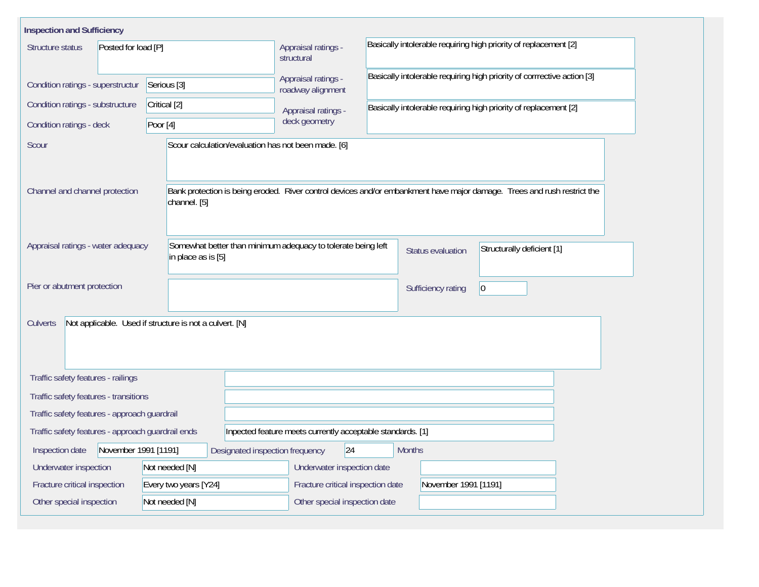## Inspection and Sufficiency

| Field | Value |
|---|---|
| Structure status | Posted for load [P] |
| Condition ratings - superstructur | Serious [3] |
| Condition ratings - substructure | Critical [2] |
| Condition ratings - deck | Poor [4] |
| Appraisal ratings - structural | Basically intolerable requiring high priority of replacement [2] |
| Appraisal ratings - roadway alignment | Basically intolerable requiring high priority of corrrective action [3] |
| Appraisal ratings - deck geometry | Basically intolerable requiring high priority of replacement [2] |
| Scour | Scour calculation/evaluation has not been made. [6] |
| Channel and channel protection | Bank protection is being eroded.  River control devices and/or embankment have major damage.  Trees and rush restrict the channel. [5] |
| Appraisal ratings - water adequacy | Somewhat better than minimum adequacy to tolerate being left in place as is [5] |
| Status evaluation | Structurally deficient [1] |
| Pier or abutment protection | |
| Sufficiency rating | 0 |
| Culverts | Not applicable.  Used if structure is not a culvert. [N] |
| Traffic safety features - railings | |
| Traffic safety features - transitions | |
| Traffic safety features - approach guardrail | |
| Traffic safety features - approach guardrail ends | Inpected feature meets currently acceptable standards. [1] |
| Inspection date | November 1991 [1191] |
| Designated inspection frequency | 24 Months |
| Underwater inspection | Not needed [N] |
| Underwater inspection date | |
| Fracture critical inspection | Every two years [Y24] |
| Fracture critical inspection date | November 1991 [1191] |
| Other special inspection | Not needed [N] |
| Other special inspection date | |